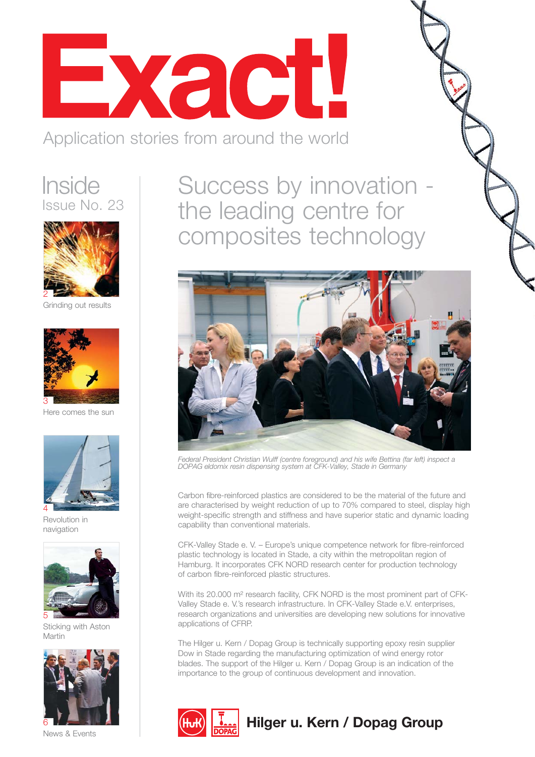# Exact!

Application stories from around the world

## Inside
Issue No. 23

2 Grinding out results

3 Here comes the sun

4 Revolution in navigation

5 Sticking with Aston Martin

6 News & Events

## Success by innovation - the leading centre for composites technology

*Federal President Christian Wulff (centre foreground) and his wife Bettina (far left) inspect a DOPAG eldomix resin dispensing system at CFK-Valley, Stade in Germany*

Carbon fibre-reinforced plastics are considered to be the material of the future and are characterised by weight reduction of up to 70% compared to steel, display high weight-specific strength and stiffness and have superior static and dynamic loading capability than conventional materials.

CFK-Valley Stade e. V. – Europe's unique competence network for fibre-reinforced plastic technology is located in Stade, a city within the metropolitan region of Hamburg. It incorporates CFK NORD research center for production technology of carbon fibre-reinforced plastic structures.

With its 20.000 m² research facility, CFK NORD is the most prominent part of CFK-Valley Stade e. V.'s research infrastructure. In CFK-Valley Stade e.V. enterprises, research organizations and universities are developing new solutions for innovative applications of CFRP.

The Hilger u. Kern / Dopag Group is technically supporting epoxy resin supplier Dow in Stade regarding the manufacturing optimization of wind energy rotor blades. The support of the Hilger u. Kern / Dopag Group is an indication of the importance to the group of continuous development and innovation.

**Hilger u. Kern / Dopag Group**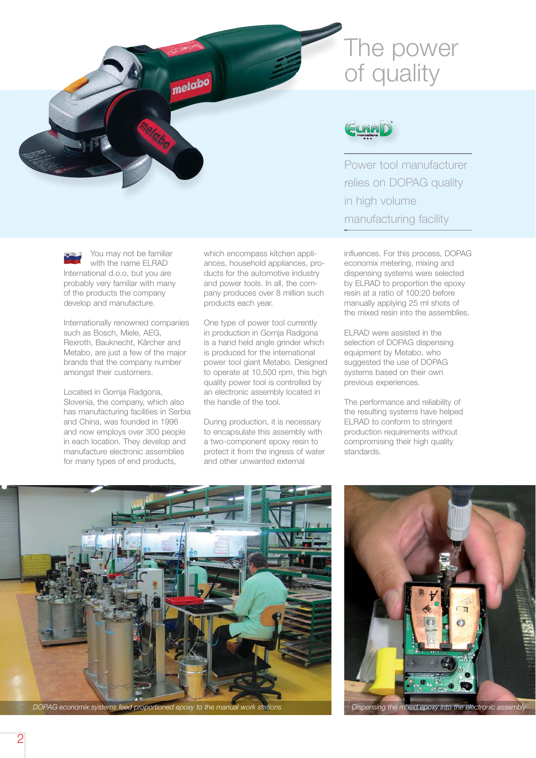# The power of quality

## Power tool manufacturer relies on DOPAG quality in high volume manufacturing facility

You may not be familiar with the name ELRAD International d.o.o, but you are probably very familiar with many of the products the company develop and manufacture.

Internationally renowned companies such as Bosch, Miele, AEG, Rexroth, Bauknecht, Kärcher and Metabo, are just a few of the major brands that the company number amongst their customers.

Located in Gornja Radgona, Slovenia, the company, which also has manufacturing facilities in Serbia and China, was founded in 1996 and now employs over 300 people in each location. They develop and manufacture electronic assemblies for many types of end products, which encompass kitchen appliances, household appliances, products for the automotive industry and power tools. In all, the company produces over 8 million such products each year.

One type of power tool currently in production in Gornja Radgona is a hand held angle grinder which is produced for the international power tool giant Metabo. Designed to operate at 10,500 rpm, this high quality power tool is controlled by an electronic assembly located in the handle of the tool.

During production, it is necessary to encapsulate this assembly with a two-component epoxy resin to protect it from the ingress of water and other unwanted external influences. For this process, DOPAG economix metering, mixing and dispensing systems were selected by ELRAD to proportion the epoxy resin at a ratio of 100:20 before manually applying 25 ml shots of the mixed resin into the assemblies.

ELRAD were assisted in the selection of DOPAG dispensing equipment by Metabo, who suggested the use of DOPAG systems based on their own previous experiences.

The performance and reliability of the resulting systems have helped ELRAD to conform to stringent production requirements without compromising their high quality standards.

*DOPAG economix systems feed proportioned epoxy to the manual work stations*

*Dispensing the mixed epoxy into the electronic assembly*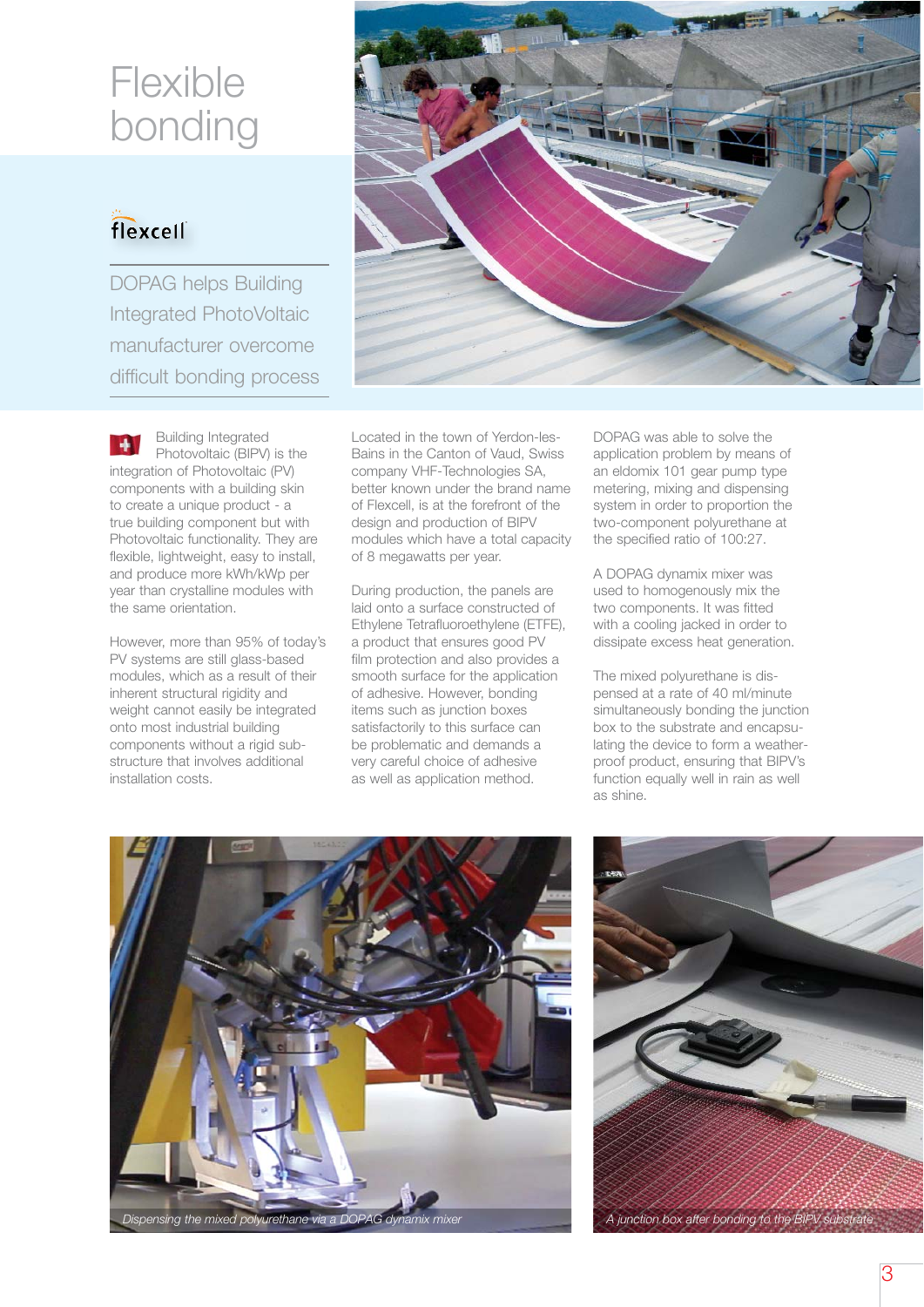# Flexible bonding

flexcell

DOPAG helps Building Integrated PhotoVoltaic manufacturer overcome difficult bonding process

Building Integrated Photovoltaic (BIPV) is the integration of Photovoltaic (PV) components with a building skin to create a unique product - a true building component but with Photovoltaic functionality. They are flexible, lightweight, easy to install, and produce more kWh/kWp per year than crystalline modules with the same orientation.

However, more than 95% of today's PV systems are still glass-based modules, which as a result of their inherent structural rigidity and weight cannot easily be integrated onto most industrial building components without a rigid sub-structure that involves additional installation costs.

Located in the town of Yerdon-les-Bains in the Canton of Vaud, Swiss company VHF-Technologies SA, better known under the brand name of Flexcell, is at the forefront of the design and production of BIPV modules which have a total capacity of 8 megawatts per year.

During production, the panels are laid onto a surface constructed of Ethylene Tetrafluoroethylene (ETFE), a product that ensures good PV film protection and also provides a smooth surface for the application of adhesive. However, bonding items such as junction boxes satisfactorily to this surface can be problematic and demands a very careful choice of adhesive as well as application method.

DOPAG was able to solve the application problem by means of an eldomix 101 gear pump type metering, mixing and dispensing system in order to proportion the two-component polyurethane at the specified ratio of 100:27.

A DOPAG dynamix mixer was used to homogenously mix the two components. It was fitted with a cooling jacked in order to dissipate excess heat generation.

The mixed polyurethane is dispensed at a rate of 40 ml/minute simultaneously bonding the junction box to the substrate and encapsulating the device to form a weather-proof product, ensuring that BIPV's function equally well in rain as well as shine.

*Dispensing the mixed polyurethane via a DOPAG dynamix mixer*

*A junction box after bonding to the BIPV substrate*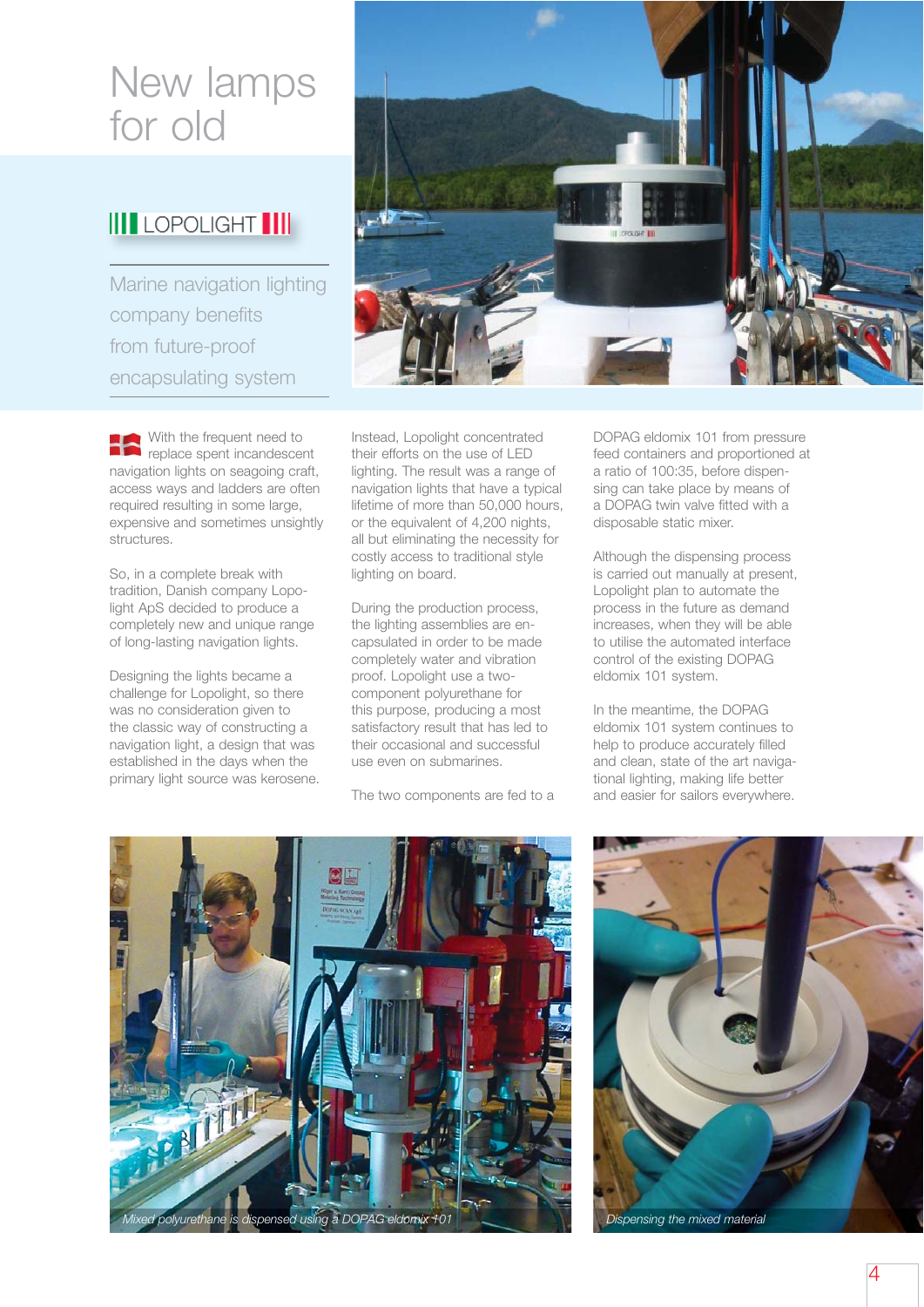# New lamps for old

## LOPOLIGHT

Marine navigation lighting company benefits from future-proof encapsulating system

With the frequent need to replace spent incandescent navigation lights on seagoing craft, access ways and ladders are often required resulting in some large, expensive and sometimes unsightly structures.

So, in a complete break with tradition, Danish company Lopolight ApS decided to produce a completely new and unique range of long-lasting navigation lights.

Designing the lights became a challenge for Lopolight, so there was no consideration given to the classic way of constructing a navigation light, a design that was established in the days when the primary light source was kerosene.

Instead, Lopolight concentrated their efforts on the use of LED lighting. The result was a range of navigation lights that have a typical lifetime of more than 50,000 hours, or the equivalent of 4,200 nights, all but eliminating the necessity for costly access to traditional style lighting on board.

During the production process, the lighting assemblies are encapsulated in order to be made completely water and vibration proof. Lopolight use a two-component polyurethane for this purpose, producing a most satisfactory result that has led to their occasional and successful use even on submarines.

The two components are fed to a DOPAG eldomix 101 from pressure feed containers and proportioned at a ratio of 100:35, before dispensing can take place by means of a DOPAG twin valve fitted with a disposable static mixer.

Although the dispensing process is carried out manually at present, Lopolight plan to automate the process in the future as demand increases, when they will be able to utilise the automated interface control of the existing DOPAG eldomix 101 system.

In the meantime, the DOPAG eldomix 101 system continues to help to produce accurately filled and clean, state of the art navigational lighting, making life better and easier for sailors everywhere.

*Mixed polyurethane is dispensed using a DOPAG eldomix 101*

*Dispensing the mixed material*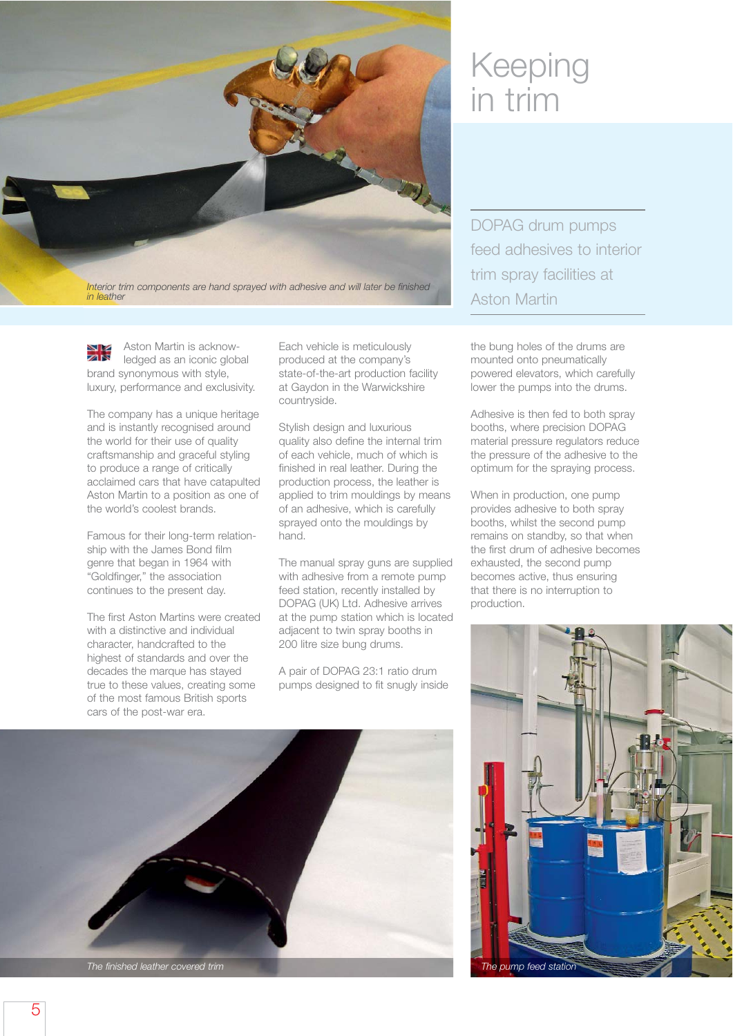# Keeping in trim

DOPAG drum pumps feed adhesives to interior trim spray facilities at Aston Martin

*Interior trim components are hand sprayed with adhesive and will later be finished in leather*

Aston Martin is acknowledged as an iconic global brand synonymous with style, luxury, performance and exclusivity.

The company has a unique heritage and is instantly recognised around the world for their use of quality craftsmanship and graceful styling to produce a range of critically acclaimed cars that have catapulted Aston Martin to a position as one of the world's coolest brands.

Famous for their long-term relationship with the James Bond film genre that began in 1964 with "Goldfinger," the association continues to the present day.

The first Aston Martins were created with a distinctive and individual character, handcrafted to the highest of standards and over the decades the marque has stayed true to these values, creating some of the most famous British sports cars of the post-war era.

Each vehicle is meticulously produced at the company's state-of-the-art production facility at Gaydon in the Warwickshire countryside.

Stylish design and luxurious quality also define the internal trim of each vehicle, much of which is finished in real leather. During the production process, the leather is applied to trim mouldings by means of an adhesive, which is carefully sprayed onto the mouldings by hand.

The manual spray guns are supplied with adhesive from a remote pump feed station, recently installed by DOPAG (UK) Ltd. Adhesive arrives at the pump station which is located adjacent to twin spray booths in 200 litre size bung drums.

A pair of DOPAG 23:1 ratio drum pumps designed to fit snugly inside the bung holes of the drums are mounted onto pneumatically powered elevators, which carefully lower the pumps into the drums.

Adhesive is then fed to both spray booths, where precision DOPAG material pressure regulators reduce the pressure of the adhesive to the optimum for the spraying process.

When in production, one pump provides adhesive to both spray booths, whilst the second pump remains on standby, so that when the first drum of adhesive becomes exhausted, the second pump becomes active, thus ensuring that there is no interruption to production.

*The finished leather covered trim*

*The pump feed station*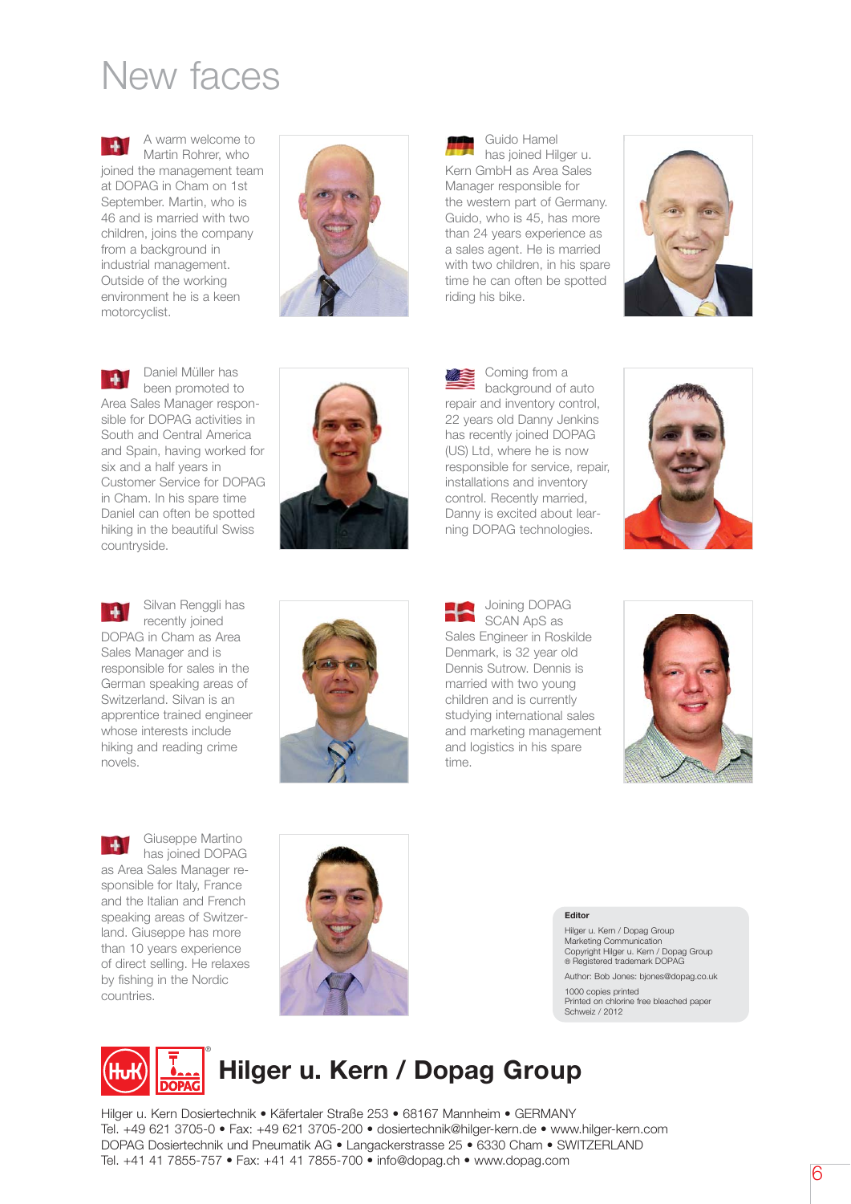# New faces

A warm welcome to Martin Rohrer, who joined the management team at DOPAG in Cham on 1st September. Martin, who is 46 and is married with two children, joins the company from a background in industrial management. Outside of the working environment he is a keen motorcyclist.

Guido Hamel has joined Hilger u. Kern GmbH as Area Sales Manager responsible for the western part of Germany. Guido, who is 45, has more than 24 years experience as a sales agent. He is married with two children, in his spare time he can often be spotted riding his bike.

Daniel Müller has been promoted to Area Sales Manager responsible for DOPAG activities in South and Central America and Spain, having worked for six and a half years in Customer Service for DOPAG in Cham. In his spare time Daniel can often be spotted hiking in the beautiful Swiss countryside.

Coming from a background of auto repair and inventory control, 22 years old Danny Jenkins has recently joined DOPAG (US) Ltd, where he is now responsible for service, repair, installations and inventory control. Recently married, Danny is excited about learning DOPAG technologies.

Silvan Renggli has recently joined DOPAG in Cham as Area Sales Manager and is responsible for sales in the German speaking areas of Switzerland. Silvan is an apprentice trained engineer whose interests include hiking and reading crime novels.

Joining DOPAG SCAN ApS as Sales Engineer in Roskilde Denmark, is 32 year old Dennis Sutrow. Dennis is married with two young children and is currently studying international sales and marketing management and logistics in his spare time.

Giuseppe Martino has joined DOPAG as Area Sales Manager responsible for Italy, France and the Italian and French speaking areas of Switzerland. Giuseppe has more than 10 years experience of direct selling. He relaxes by fishing in the Nordic countries.

**Editor**

Hilger u. Kern / Dopag Group
Marketing Communication
Copyright Hilger u. Kern / Dopag Group
® Registered trademark DOPAG

Author: Bob Jones: bjones@dopag.co.uk

1000 copies printed
Printed on chlorine free bleached paper
Schweiz / 2012

## Hilger u. Kern / Dopag Group

Hilger u. Kern Dosiertechnik • Käfertaler Straße 253 • 68167 Mannheim • GERMANY
Tel. +49 621 3705-0 • Fax: +49 621 3705-200 • dosiertechnik@hilger-kern.de • www.hilger-kern.com
DOPAG Dosiertechnik und Pneumatik AG • Langackerstrasse 25 • 6330 Cham • SWITZERLAND
Tel. +41 41 7855-757 • Fax: +41 41 7855-700 • info@dopag.ch • www.dopag.com